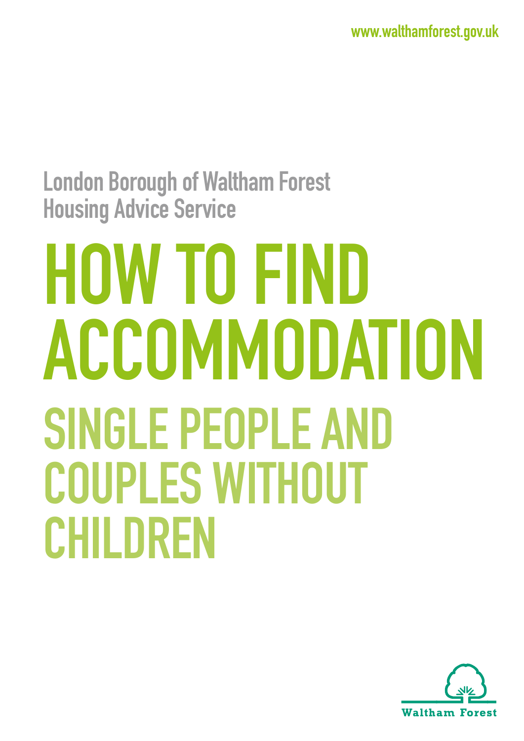www.walthamforest.gov.uk

London Borough of Waltham Forest
Housing Advice Service

# HOW TO FIND ACCOMMODATION

## SINGLE PEOPLE AND COUPLES WITHOUT CHILDREN

Waltham Forest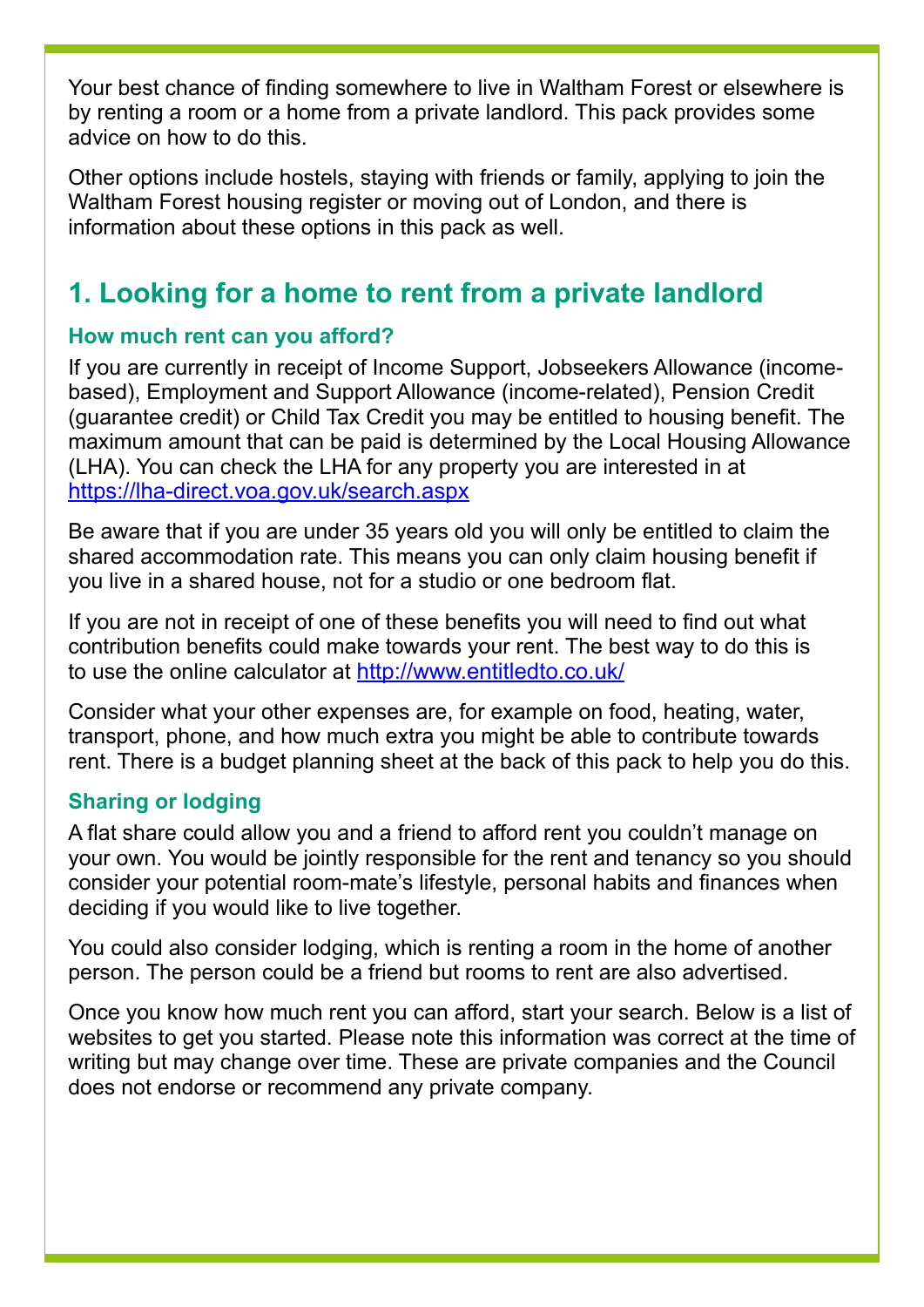Your best chance of finding somewhere to live in Waltham Forest or elsewhere is by renting a room or a home from a private landlord. This pack provides some advice on how to do this.

Other options include hostels, staying with friends or family, applying to join the Waltham Forest housing register or moving out of London, and there is information about these options in this pack as well.

## 1. Looking for a home to rent from a private landlord

### How much rent can you afford?

If you are currently in receipt of Income Support, Jobseekers Allowance (income-based), Employment and Support Allowance (income-related), Pension Credit (guarantee credit) or Child Tax Credit you may be entitled to housing benefit. The maximum amount that can be paid is determined by the Local Housing Allowance (LHA). You can check the LHA for any property you are interested in at https://lha-direct.voa.gov.uk/search.aspx

Be aware that if you are under 35 years old you will only be entitled to claim the shared accommodation rate. This means you can only claim housing benefit if you live in a shared house, not for a studio or one bedroom flat.

If you are not in receipt of one of these benefits you will need to find out what contribution benefits could make towards your rent. The best way to do this is to use the online calculator at http://www.entitledto.co.uk/

Consider what your other expenses are, for example on food, heating, water, transport, phone, and how much extra you might be able to contribute towards rent. There is a budget planning sheet at the back of this pack to help you do this.

### Sharing or lodging

A flat share could allow you and a friend to afford rent you couldn't manage on your own. You would be jointly responsible for the rent and tenancy so you should consider your potential room-mate's lifestyle, personal habits and finances when deciding if you would like to live together.

You could also consider lodging, which is renting a room in the home of another person. The person could be a friend but rooms to rent are also advertised.

Once you know how much rent you can afford, start your search. Below is a list of websites to get you started. Please note this information was correct at the time of writing but may change over time. These are private companies and the Council does not endorse or recommend any private company.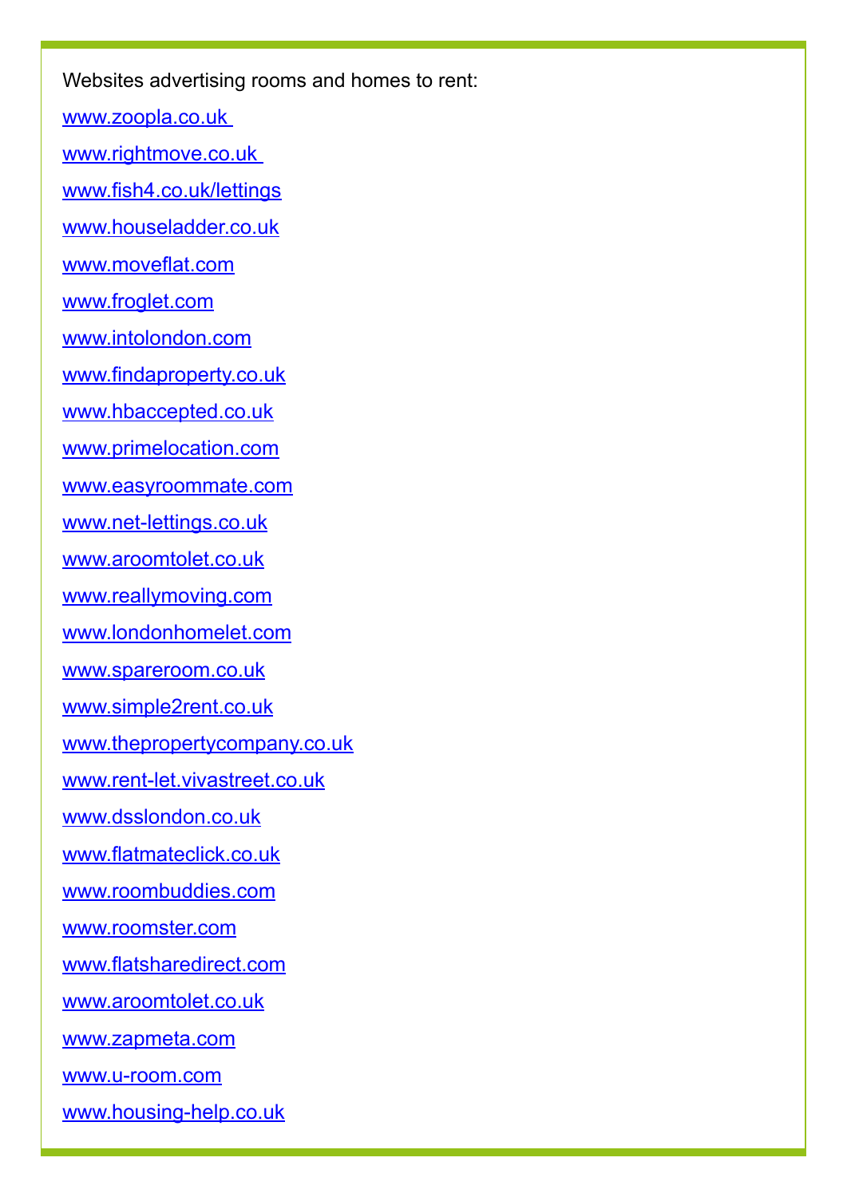Websites advertising rooms and homes to rent:

www.zoopla.co.uk

www.rightmove.co.uk

www.fish4.co.uk/lettings

www.houseladder.co.uk

www.moveflat.com

www.froglet.com

www.intolondon.com

www.findaproperty.co.uk

www.hbaccepted.co.uk

www.primelocation.com

www.easyroommate.com

www.net-lettings.co.uk

www.aroomtolet.co.uk

www.reallymoving.com

www.londonhomelet.com

www.spareroom.co.uk

www.simple2rent.co.uk

www.thepropertycompany.co.uk

www.rent-let.vivastreet.co.uk

www.dsslondon.co.uk

www.flatmateclick.co.uk

www.roombuddies.com

www.roomster.com

www.flatsharedirect.com

www.aroomtolet.co.uk

www.zapmeta.com

www.u-room.com

www.housing-help.co.uk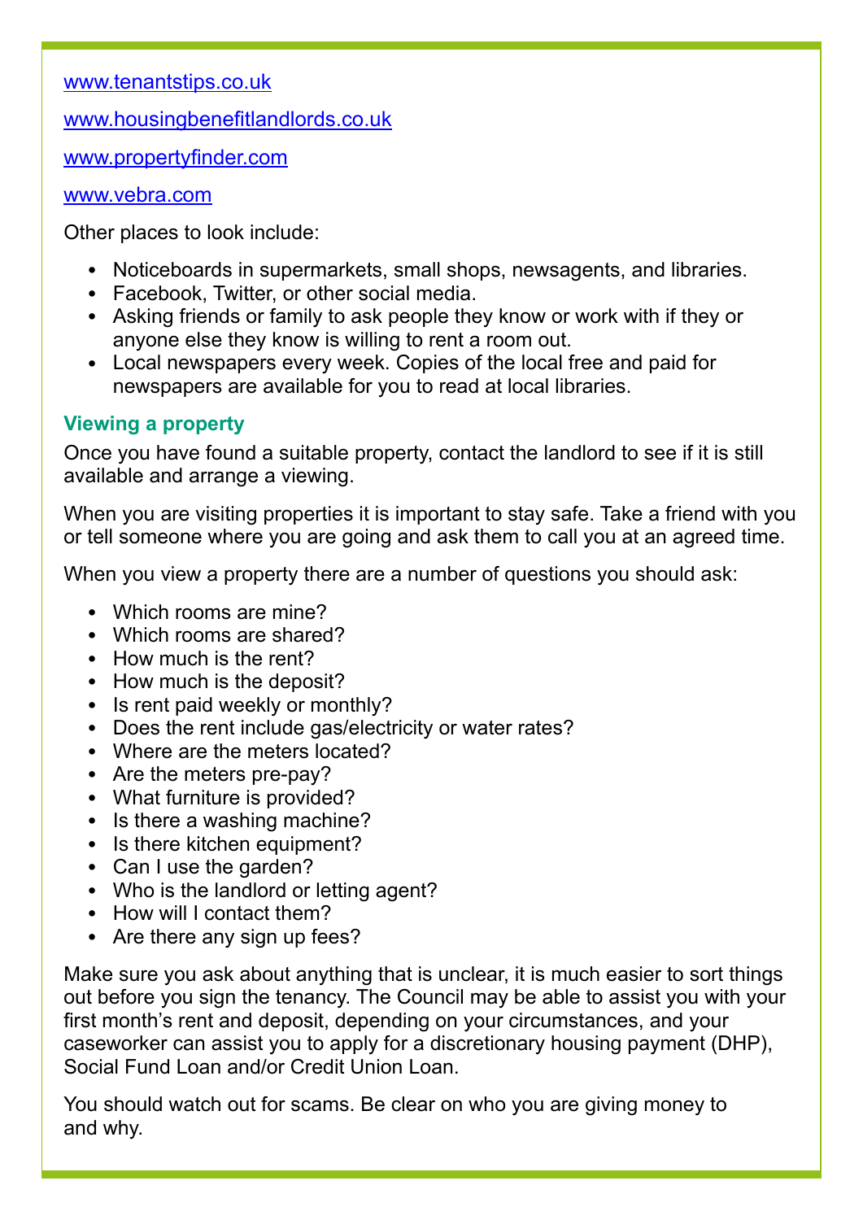[www.tenantstips.co.uk](http://www.tenantstips.co.uk)

[www.housingbenefitlandlords.co.uk](http://www.housingbenefitlandlords.co.uk)

[www.propertyfinder.com](http://www.propertyfinder.com)

[www.vebra.com](http://www.vebra.com)

Other places to look include:

- Noticeboards in supermarkets, small shops, newsagents, and libraries.
- Facebook, Twitter, or other social media.
- Asking friends or family to ask people they know or work with if they or anyone else they know is willing to rent a room out.
- Local newspapers every week. Copies of the local free and paid for newspapers are available for you to read at local libraries.

### Viewing a property

Once you have found a suitable property, contact the landlord to see if it is still available and arrange a viewing.

When you are visiting properties it is important to stay safe. Take a friend with you or tell someone where you are going and ask them to call you at an agreed time.

When you view a property there are a number of questions you should ask:

- Which rooms are mine?
- Which rooms are shared?
- How much is the rent?
- How much is the deposit?
- Is rent paid weekly or monthly?
- Does the rent include gas/electricity or water rates?
- Where are the meters located?
- Are the meters pre-pay?
- What furniture is provided?
- Is there a washing machine?
- Is there kitchen equipment?
- Can I use the garden?
- Who is the landlord or letting agent?
- How will I contact them?
- Are there any sign up fees?

Make sure you ask about anything that is unclear, it is much easier to sort things out before you sign the tenancy. The Council may be able to assist you with your first month's rent and deposit, depending on your circumstances, and your caseworker can assist you to apply for a discretionary housing payment (DHP), Social Fund Loan and/or Credit Union Loan.

You should watch out for scams. Be clear on who you are giving money to and why.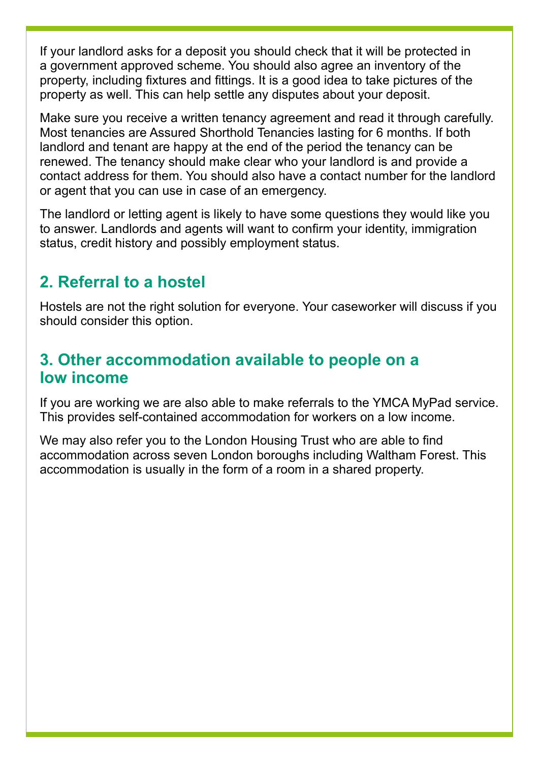If your landlord asks for a deposit you should check that it will be protected in a government approved scheme. You should also agree an inventory of the property, including fixtures and fittings. It is a good idea to take pictures of the property as well. This can help settle any disputes about your deposit.

Make sure you receive a written tenancy agreement and read it through carefully. Most tenancies are Assured Shorthold Tenancies lasting for 6 months. If both landlord and tenant are happy at the end of the period the tenancy can be renewed. The tenancy should make clear who your landlord is and provide a contact address for them. You should also have a contact number for the landlord or agent that you can use in case of an emergency.

The landlord or letting agent is likely to have some questions they would like you to answer. Landlords and agents will want to confirm your identity, immigration status, credit history and possibly employment status.

## 2. Referral to a hostel

Hostels are not the right solution for everyone. Your caseworker will discuss if you should consider this option.

## 3. Other accommodation available to people on a low income

If you are working we are also able to make referrals to the YMCA MyPad service. This provides self-contained accommodation for workers on a low income.

We may also refer you to the London Housing Trust who are able to find accommodation across seven London boroughs including Waltham Forest. This accommodation is usually in the form of a room in a shared property.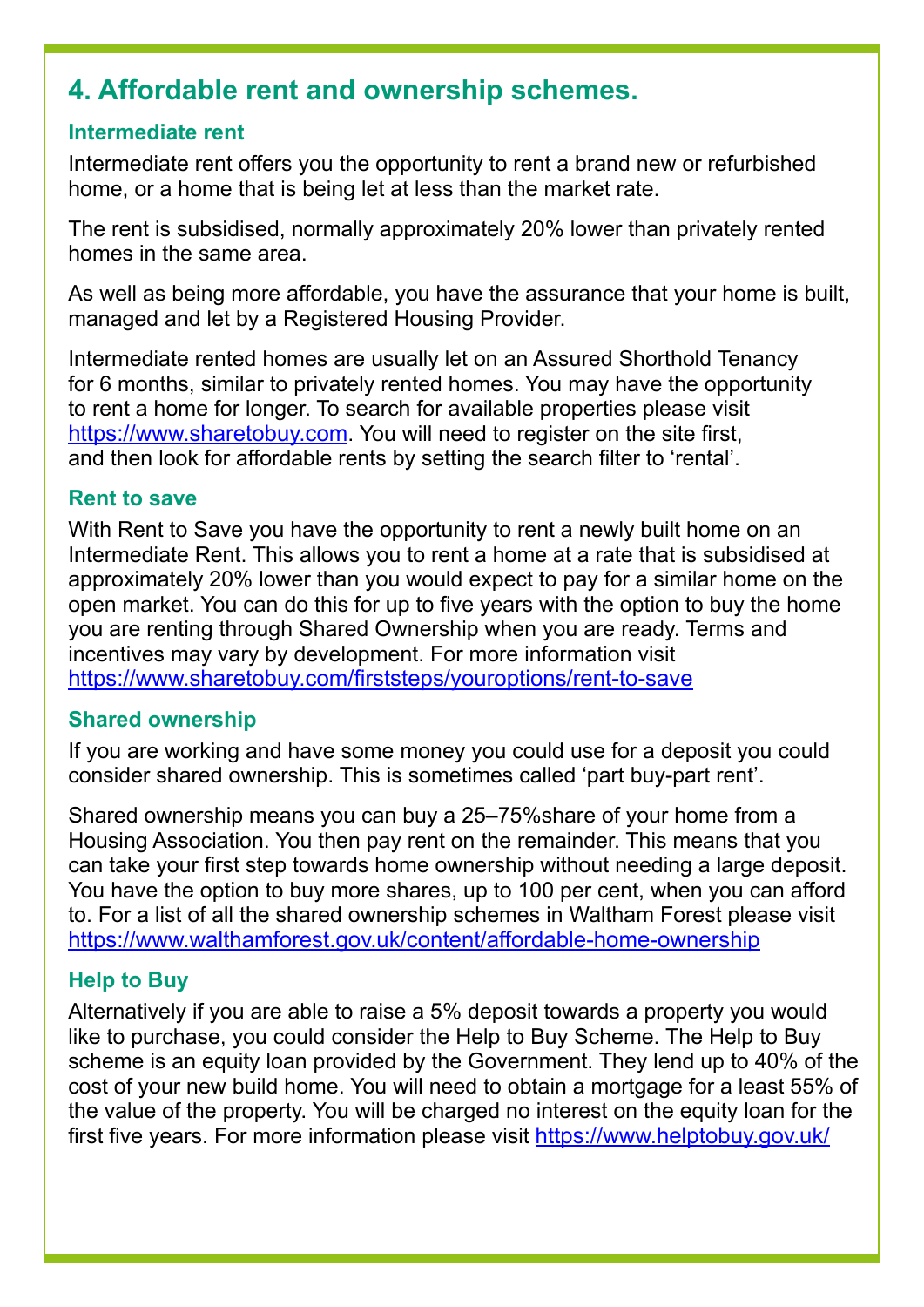## 4. Affordable rent and ownership schemes.

### Intermediate rent

Intermediate rent offers you the opportunity to rent a brand new or refurbished home, or a home that is being let at less than the market rate.

The rent is subsidised, normally approximately 20% lower than privately rented homes in the same area.

As well as being more affordable, you have the assurance that your home is built, managed and let by a Registered Housing Provider.

Intermediate rented homes are usually let on an Assured Shorthold Tenancy for 6 months, similar to privately rented homes. You may have the opportunity to rent a home for longer. To search for available properties please visit https://www.sharetobuy.com. You will need to register on the site first, and then look for affordable rents by setting the search filter to 'rental'.

### Rent to save

With Rent to Save you have the opportunity to rent a newly built home on an Intermediate Rent. This allows you to rent a home at a rate that is subsidised at approximately 20% lower than you would expect to pay for a similar home on the open market. You can do this for up to five years with the option to buy the home you are renting through Shared Ownership when you are ready. Terms and incentives may vary by development. For more information visit https://www.sharetobuy.com/firststeps/youroptions/rent-to-save

### Shared ownership

If you are working and have some money you could use for a deposit you could consider shared ownership. This is sometimes called 'part buy-part rent'.

Shared ownership means you can buy a 25–75%share of your home from a Housing Association. You then pay rent on the remainder. This means that you can take your first step towards home ownership without needing a large deposit. You have the option to buy more shares, up to 100 per cent, when you can afford to. For a list of all the shared ownership schemes in Waltham Forest please visit https://www.walthamforest.gov.uk/content/affordable-home-ownership

### Help to Buy

Alternatively if you are able to raise a 5% deposit towards a property you would like to purchase, you could consider the Help to Buy Scheme. The Help to Buy scheme is an equity loan provided by the Government. They lend up to 40% of the cost of your new build home. You will need to obtain a mortgage for a least 55% of the value of the property. You will be charged no interest on the equity loan for the first five years. For more information please visit https://www.helptobuy.gov.uk/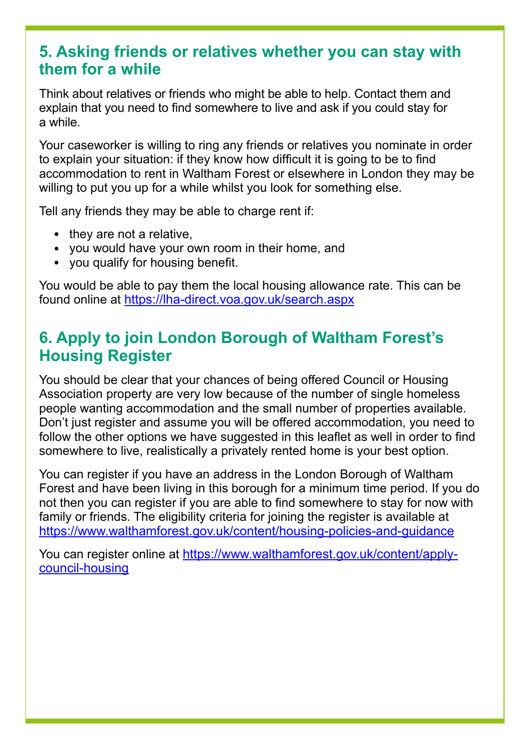## 5. Asking friends or relatives whether you can stay with them for a while

Think about relatives or friends who might be able to help. Contact them and explain that you need to find somewhere to live and ask if you could stay for a while.

Your caseworker is willing to ring any friends or relatives you nominate in order to explain your situation: if they know how difficult it is going to be to find accommodation to rent in Waltham Forest or elsewhere in London they may be willing to put you up for a while whilst you look for something else.

Tell any friends they may be able to charge rent if:

- they are not a relative,
- you would have your own room in their home, and
- you qualify for housing benefit.

You would be able to pay them the local housing allowance rate. This can be found online at https://lha-direct.voa.gov.uk/search.aspx

## 6. Apply to join London Borough of Waltham Forest's Housing Register

You should be clear that your chances of being offered Council or Housing Association property are very low because of the number of single homeless people wanting accommodation and the small number of properties available. Don't just register and assume you will be offered accommodation, you need to follow the other options we have suggested in this leaflet as well in order to find somewhere to live, realistically a privately rented home is your best option.

You can register if you have an address in the London Borough of Waltham Forest and have been living in this borough for a minimum time period. If you do not then you can register if you are able to find somewhere to stay for now with family or friends. The eligibility criteria for joining the register is available at https://www.walthamforest.gov.uk/content/housing-policies-and-guidance

You can register online at https://www.walthamforest.gov.uk/content/apply-council-housing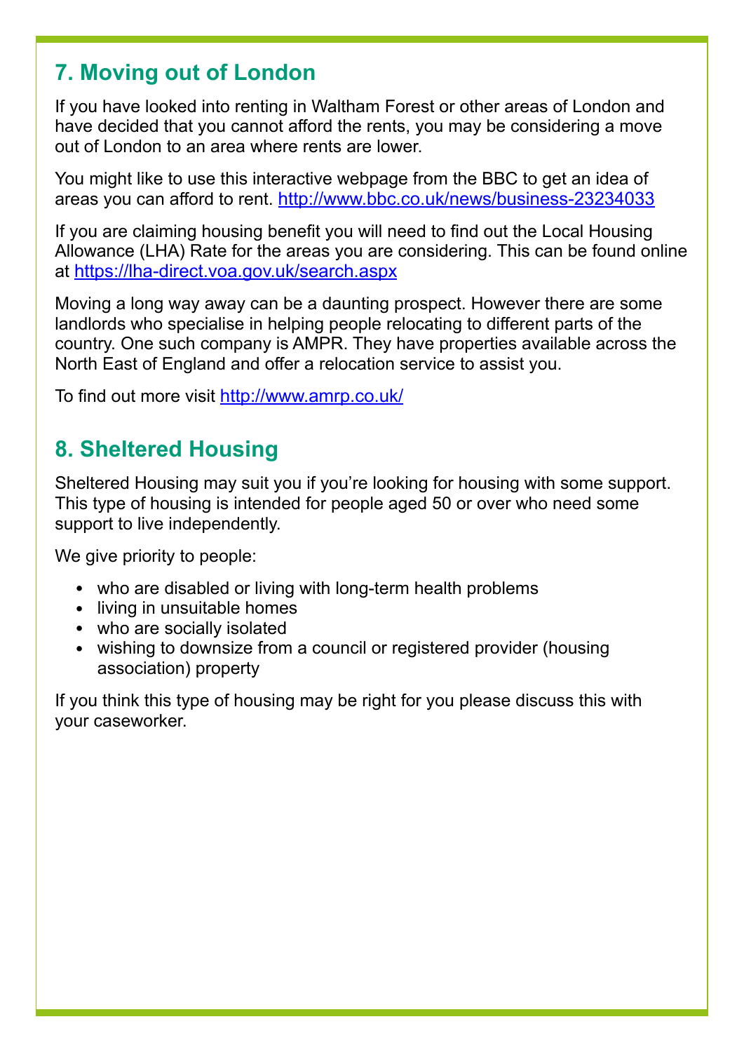## 7. Moving out of London

If you have looked into renting in Waltham Forest or other areas of London and have decided that you cannot afford the rents, you may be considering a move out of London to an area where rents are lower.

You might like to use this interactive webpage from the BBC to get an idea of areas you can afford to rent. http://www.bbc.co.uk/news/business-23234033

If you are claiming housing benefit you will need to find out the Local Housing Allowance (LHA) Rate for the areas you are considering. This can be found online at https://lha-direct.voa.gov.uk/search.aspx

Moving a long way away can be a daunting prospect. However there are some landlords who specialise in helping people relocating to different parts of the country. One such company is AMPR. They have properties available across the North East of England and offer a relocation service to assist you.

To find out more visit http://www.amrp.co.uk/

## 8. Sheltered Housing

Sheltered Housing may suit you if you're looking for housing with some support. This type of housing is intended for people aged 50 or over who need some support to live independently.

We give priority to people:

- who are disabled or living with long-term health problems
- living in unsuitable homes
- who are socially isolated
- wishing to downsize from a council or registered provider (housing association) property

If you think this type of housing may be right for you please discuss this with your caseworker.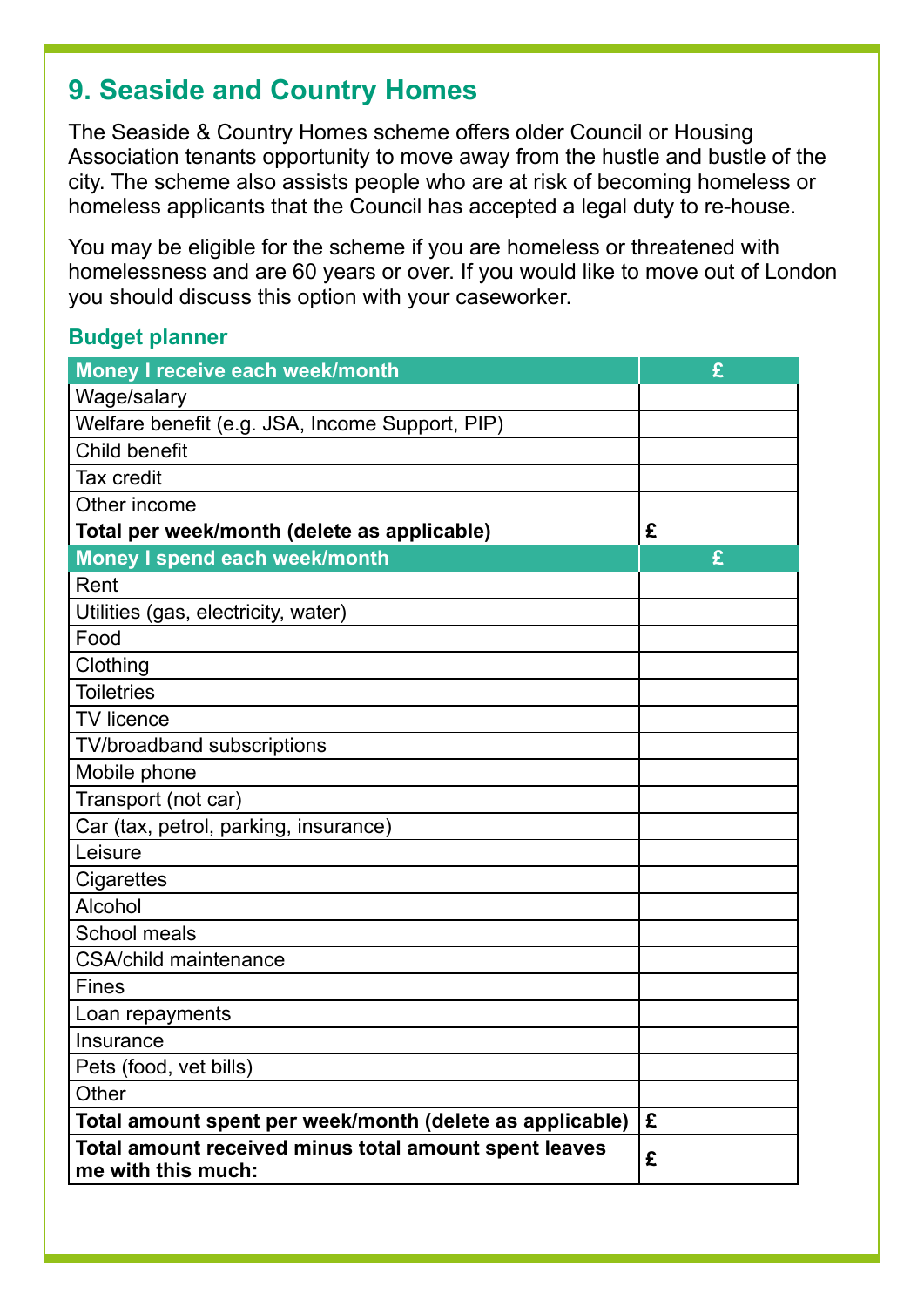## 9. Seaside and Country Homes

The Seaside & Country Homes scheme offers older Council or Housing Association tenants opportunity to move away from the hustle and bustle of the city. The scheme also assists people who are at risk of becoming homeless or homeless applicants that the Council has accepted a legal duty to re-house.

You may be eligible for the scheme if you are homeless or threatened with homelessness and are 60 years or over. If you would like to move out of London you should discuss this option with your caseworker.

### Budget planner

| Money I receive each week/month | £ |
|---|---|
| Wage/salary | |
| Welfare benefit (e.g. JSA, Income Support, PIP) | |
| Child benefit | |
| Tax credit | |
| Other income | |
| **Total per week/month (delete as applicable)** | **£** |
| **Money I spend each week/month** | **£** |
| Rent | |
| Utilities (gas, electricity, water) | |
| Food | |
| Clothing | |
| Toiletries | |
| TV licence | |
| TV/broadband subscriptions | |
| Mobile phone | |
| Transport (not car) | |
| Car (tax, petrol, parking, insurance) | |
| Leisure | |
| Cigarettes | |
| Alcohol | |
| School meals | |
| CSA/child maintenance | |
| Fines | |
| Loan repayments | |
| Insurance | |
| Pets (food, vet bills) | |
| Other | |
| **Total amount spent per week/month (delete as applicable)** | **£** |
| **Total amount received minus total amount spent leaves me with this much:** | **£** |